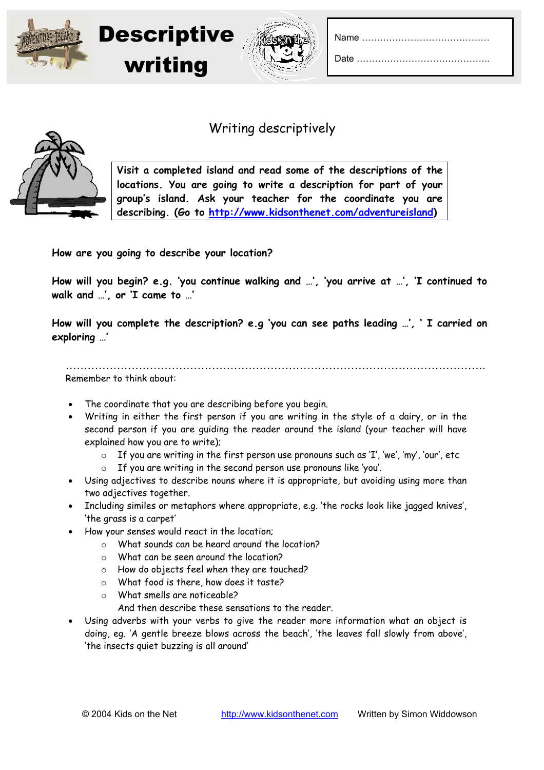# Descriptive writing

Name ……………………………………

Date ……………………………………..

## Writing descriptively

**Visit a completed island and read some of the descriptions of the locations. You are going to write a description for part of your group's island. Ask your teacher for the coordinate you are describing. (Go to [http://www.kidsonthenet.com/adventureisland](http://www.kidsonthenet.com/adventureisland))**

**How are you going to describe your location?**

**How will you begin? e.g. 'you continue walking and …', 'you arrive at …', 'I continued to walk and …', or 'I came to …'**

**How will you complete the description? e.g 'you can see paths leading …', ' I carried on exploring …'**

……………………………………………………………………………………………………………

Remember to think about:

- The coordinate that you are describing before you begin.
- Writing in either the first person if you are writing in the style of a dairy, or in the second person if you are guiding the reader around the island (your teacher will have explained how you are to write);
    - If you are writing in the first person use pronouns such as 'I', 'we', 'my', 'our', etc
    - If you are writing in the second person use pronouns like 'you'.
- Using adjectives to describe nouns where it is appropriate, but avoiding using more than two adjectives together.
- Including similes or metaphors where appropriate, e.g. 'the rocks look like jagged knives', 'the grass is a carpet'
- How your senses would react in the location;
    - What sounds can be heard around the location?
    - What can be seen around the location?
    - How do objects feel when they are touched?
    - What food is there, how does it taste?
    - What smells are noticeable?

    And then describe these sensations to the reader.
- Using adverbs with your verbs to give the reader more information what an object is doing, eg. 'A gentle breeze blows across the beach', 'the leaves fall slowly from above', 'the insects quiet buzzing is all around'

© 2004 Kids on the Net [http://www.kidsonthenet.com](http://www.kidsonthenet.com) Written by Simon Widdowson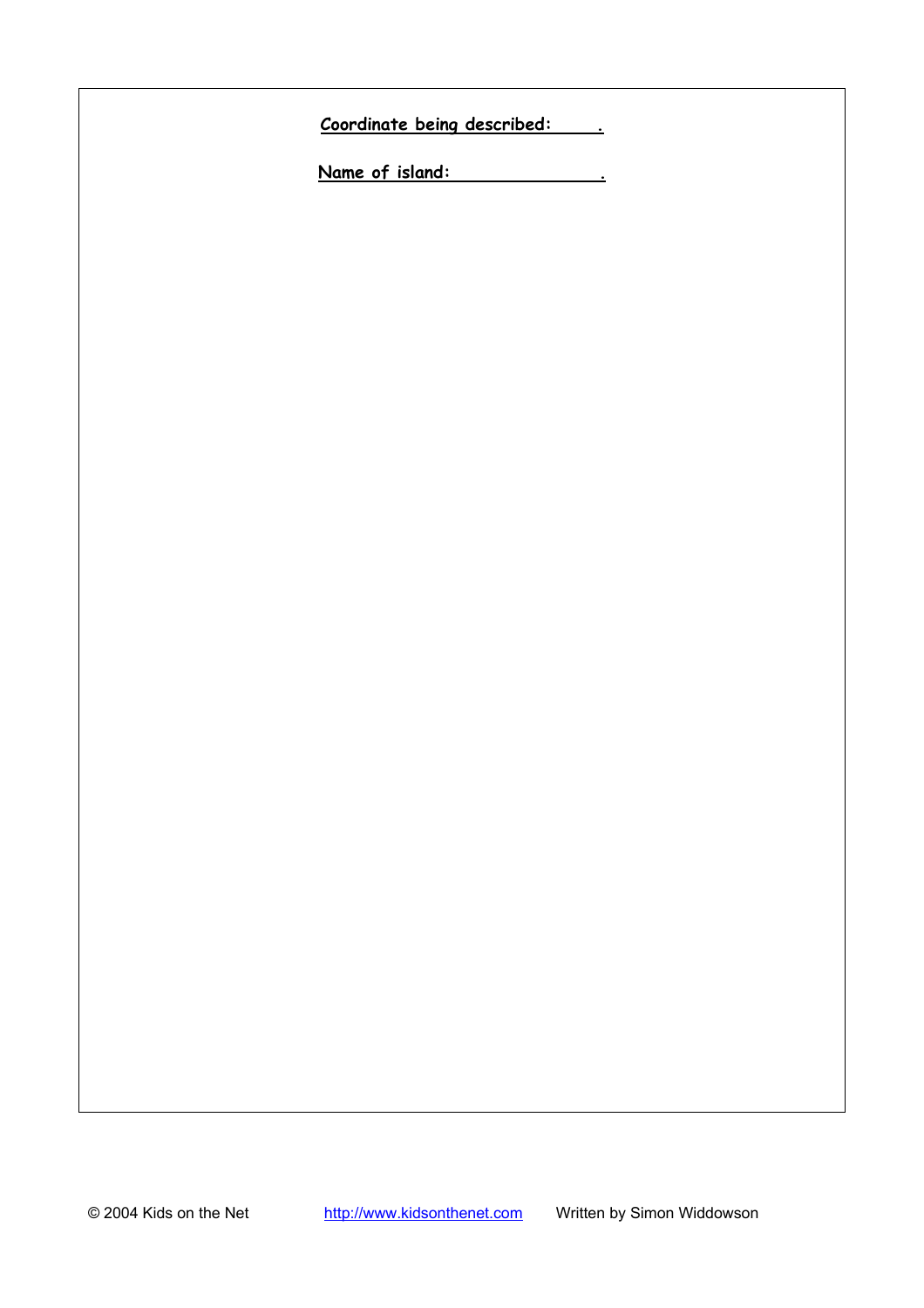**Coordinate being described: \_\_\_\_\_.**

**Name of island: \_\_\_\_\_\_\_\_\_\_\_\_\_\_\_.**

© 2004 Kids on the Net http://www.kidsonthenet.com Written by Simon Widdowson